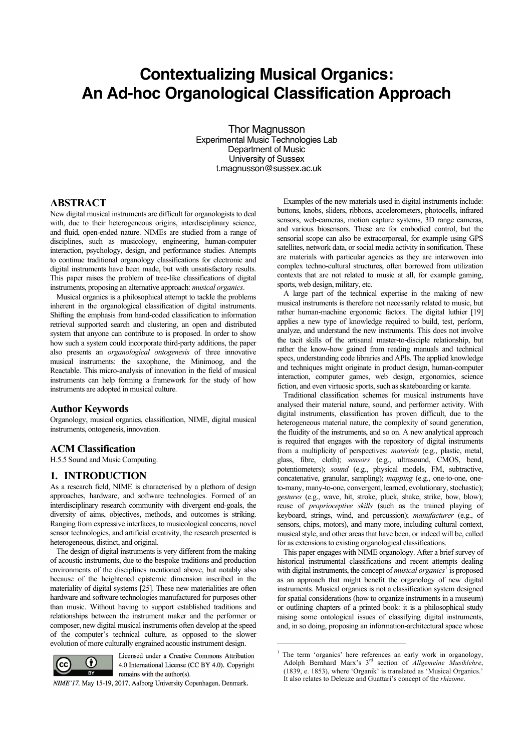# Contextualizing Musical Organics: An Ad-hoc Organological Classification Approach

Thor Magnusson
Experimental Music Technologies Lab
Department of Music
University of Sussex
t.magnusson@sussex.ac.uk

## ABSTRACT

New digital musical instruments are difficult for organologists to deal with, due to their heterogeneous origins, interdisciplinary science, and fluid, open-ended nature. NIMEs are studied from a range of disciplines, such as musicology, engineering, human-computer interaction, psychology, design, and performance studies. Attempts to continue traditional organology classifications for electronic and digital instruments have been made, but with unsatisfactory results. This paper raises the problem of tree-like classifications of digital instruments, proposing an alternative approach: *musical organics*.

Musical organics is a philosophical attempt to tackle the problems inherent in the organological classification of digital instruments. Shifting the emphasis from hand-coded classification to information retrieval supported search and clustering, an open and distributed system that anyone can contribute to is proposed. In order to show how such a system could incorporate third-party additions, the paper also presents an *organological ontogenesis* of three innovative musical instruments: the saxophone, the Minimoog, and the Reactable. This micro-analysis of innovation in the field of musical instruments can help forming a framework for the study of how instruments are adopted in musical culture.

### Author Keywords

Organology, musical organics, classification, NIME, digital musical instruments, ontogenesis, innovation.

### ACM Classification

H.5.5 Sound and Music Computing.

## 1. INTRODUCTION

As a research field, NIME is characterised by a plethora of design approaches, hardware, and software technologies. Formed of an interdisciplinary research community with divergent end-goals, the diversity of aims, objectives, methods, and outcomes is striking. Ranging from expressive interfaces, to musicological concerns, novel sensor technologies, and artificial creativity, the research presented is heterogeneous, distinct, and original.

The design of digital instruments is very different from the making of acoustic instruments, due to the bespoke traditions and production environments of the disciplines mentioned above, but notably also because of the heightened epistemic dimension inscribed in the materiality of digital systems [25]. These new materialities are often hardware and software technologies manufactured for purposes other than music. Without having to support established traditions and relationships between the instrument maker and the performer or composer, new digital musical instruments often develop at the speed of the computer's technical culture, as opposed to the slower evolution of more culturally engrained acoustic instrument design.

Licensed under a Creative Commons Attribution 4.0 International License (CC BY 4.0). Copyright remains with the author(s).

*NIME'17*, May 15-19, 2017, Aalborg University Copenhagen, Denmark.

Examples of the new materials used in digital instruments include: buttons, knobs, sliders, ribbons, accelerometers, photocells, infrared sensors, web-cameras, motion capture systems, 3D range cameras, and various biosensors. These are for embodied control, but the sensorial scope can also be extracorporeal, for example using GPS satellites, network data, or social media activity in sonification. These are materials with particular agencies as they are interwoven into complex techno-cultural structures, often borrowed from utilization contexts that are not related to music at all, for example gaming, sports, web design, military, etc.

A large part of the technical expertise in the making of new musical instruments is therefore not necessarily related to music, but rather human-machine ergonomic factors. The digital luthier [19] applies a new type of knowledge required to build, test, perform, analyze, and understand the new instruments. This does not involve the tacit skills of the artisanal master-to-disciple relationship, but rather the know-how gained from reading manuals and technical specs, understanding code libraries and APIs. The applied knowledge and techniques might originate in product design, human-computer interaction, computer games, web design, ergonomics, science fiction, and even virtuosic sports, such as skateboarding or karate.

Traditional classification schemes for musical instruments have analysed their material nature, sound, and performer activity. With digital instruments, classification has proven difficult, due to the heterogeneous material nature, the complexity of sound generation, the fluidity of the instruments, and so on. A new analytical approach is required that engages with the repository of digital instruments from a multiplicity of perspectives: *materials* (e.g., plastic, metal, glass, fibre, cloth); *sensors* (e.g., ultrasound, CMOS, bend, potentiometers); *sound* (e.g., physical models, FM, subtractive, concatenative, granular, sampling); *mapping* (e.g., one-to-one, one-to-many, many-to-one, convergent, learned, evolutionary, stochastic); *gestures* (e.g., wave, hit, stroke, pluck, shake, strike, bow, blow); reuse of *proprioceptive skills* (such as the trained playing of keyboard, strings, wind, and percussion); *manufacturer* (e.g., of sensors, chips, motors), and many more, including cultural context, musical style, and other areas that have been, or indeed will be, called for as extensions to existing organological classifications.

This paper engages with NIME organology. After a brief survey of historical instrumental classifications and recent attempts dealing with digital instruments, the concept of *musical organics*[1] is proposed as an approach that might benefit the organology of new digital instruments. Musical organics is not a classification system designed for spatial considerations (how to organize instruments in a museum) or outlining chapters of a printed book: it is a philosophical study raising some ontological issues of classifying digital instruments, and, in so doing, proposing an information-architectural space whose

[1] The term 'organics' here references an early work in organology, Adolph Bernhard Marx's 3rd section of *Allgemeine Musiklehre*, (1839, e. 1853), where 'Organik' is translated as 'Musical Organics.' It also relates to Deleuze and Guattari's concept of the *rhizome*.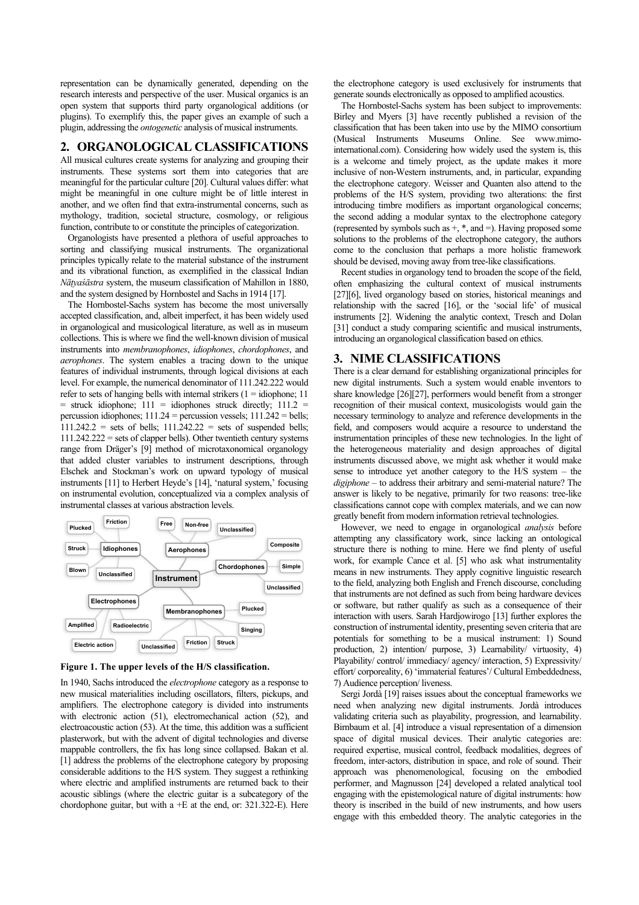representation can be dynamically generated, depending on the research interests and perspective of the user. Musical organics is an open system that supports third party organological additions (or plugins). To exemplify this, the paper gives an example of such a plugin, addressing the *ontogenetic* analysis of musical instruments.

## 2. ORGANOLOGICAL CLASSIFICATIONS

All musical cultures create systems for analyzing and grouping their instruments. These systems sort them into categories that are meaningful for the particular culture [20]. Cultural values differ: what might be meaningful in one culture might be of little interest in another, and we often find that extra-instrumental concerns, such as mythology, tradition, societal structure, cosmology, or religious function, contribute to or constitute the principles of categorization.

Organologists have presented a plethora of useful approaches to sorting and classifying musical instruments. The organizational principles typically relate to the material substance of the instrument and its vibrational function, as exemplified in the classical Indian *Nāṭyaśāstra* system, the museum classification of Mahillon in 1880, and the system designed by Hornbostel and Sachs in 1914 [17].

The Hornbostel-Sachs system has become the most universally accepted classification, and, albeit imperfect, it has been widely used in organological and musicological literature, as well as in museum collections. This is where we find the well-known division of musical instruments into *membranophones*, *idiophones*, *chordophones*, and *aerophones*. The system enables a tracing down to the unique features of individual instruments, through logical divisions at each level. For example, the numerical denominator of 111.242.222 would refer to sets of hanging bells with internal strikers (1 = idiophone; 11 = struck idiophone; 111 = idiophones struck directly; 111.2 = percussion idiophones; 111.24 = percussion vessels; 111.242 = bells; 111.242.2 = sets of bells; 111.242.22 = sets of suspended bells; 111.242.222 = sets of clapper bells). Other twentieth century systems range from Dräger's [9] method of microtaxonomical organology that added cluster variables to instrument descriptions, through Elschek and Stockman's work on upward typology of musical instruments [11] to Herbert Heyde's [14], 'natural system,' focusing on instrumental evolution, conceptualized via a complex analysis of instrumental classes at various abstraction levels.

**Figure 1. The upper levels of the H/S classification.**

In 1940, Sachs introduced the *electrophone* category as a response to new musical materialities including oscillators, filters, pickups, and amplifiers. The electrophone category is divided into instruments with electronic action (51), electromechanical action (52), and electroacoustic action (53). At the time, this addition was a sufficient plasterwork, but with the advent of digital technologies and diverse mappable controllers, the fix has long since collapsed. Bakan et al. [1] address the problems of the electrophone category by proposing considerable additions to the H/S system. They suggest a rethinking where electric and amplified instruments are returned back to their acoustic siblings (where the electric guitar is a subcategory of the chordophone guitar, but with a +E at the end, or: 321.322-E). Here the electrophone category is used exclusively for instruments that generate sounds electronically as opposed to amplified acoustics.

The Hornbostel-Sachs system has been subject to improvements: Birley and Myers [3] have recently published a revision of the classification that has been taken into use by the MIMO consortium (Musical Instruments Museums Online. See www.mimo-international.com). Considering how widely used the system is, this is a welcome and timely project, as the update makes it more inclusive of non-Western instruments, and, in particular, expanding the electrophone category. Weisser and Quanten also attend to the problems of the H/S system, providing two alterations: the first introducing timbre modifiers as important organological concerns; the second adding a modular syntax to the electrophone category (represented by symbols such as +, *, and =). Having proposed some solutions to the problems of the electrophone category, the authors come to the conclusion that perhaps a more holistic framework should be devised, moving away from tree-like classifications.

Recent studies in organology tend to broaden the scope of the field, often emphasizing the cultural context of musical instruments [27][6], lived organology based on stories, historical meanings and relationship with the sacred [16], or the 'social life' of musical instruments [2]. Widening the analytic context, Tresch and Dolan [31] conduct a study comparing scientific and musical instruments, introducing an organological classification based on ethics.

## 3. NIME CLASSIFICATIONS

There is a clear demand for establishing organizational principles for new digital instruments. Such a system would enable inventors to share knowledge [26][27], performers would benefit from a stronger recognition of their musical context, musicologists would gain the necessary terminology to analyze and reference developments in the field, and composers would acquire a resource to understand the instrumentation principles of these new technologies. In the light of the heterogeneous materiality and design approaches of digital instruments discussed above, we might ask whether it would make sense to introduce yet another category to the H/S system – the *digiphone* – to address their arbitrary and semi-material nature? The answer is likely to be negative, primarily for two reasons: tree-like classifications cannot cope with complex materials, and we can now greatly benefit from modern information retrieval technologies.

However, we need to engage in organological *analysis* before attempting any classificatory work, since lacking an ontological structure there is nothing to mine. Here we find plenty of useful work, for example Cance et al. [5] who ask what instrumentality means in new instruments. They apply cognitive linguistic research to the field, analyzing both English and French discourse, concluding that instruments are not defined as such from being hardware devices or software, but rather qualify as such as a consequence of their interaction with users. Sarah Hardjowirogo [13] further explores the construction of instrumental identity, presenting seven criteria that are potentials for something to be a musical instrument: 1) Sound production, 2) intention/ purpose, 3) Learnability/ virtuosity, 4) Playability/ control/ immediacy/ agency/ interaction, 5) Expressivity/ effort/ corporeality, 6) 'immaterial features'/ Cultural Embeddedness, 7) Audience perception/ liveness.

Sergi Jordà [19] raises issues about the conceptual frameworks we need when analyzing new digital instruments. Jordà introduces validating criteria such as playability, progression, and learnability. Birnbaum et al. [4] introduce a visual representation of a dimension space of digital musical devices. Their analytic categories are: required expertise, musical control, feedback modalities, degrees of freedom, inter-actors, distribution in space, and role of sound. Their approach was phenomenological, focusing on the embodied performer, and Magnusson [24] developed a related analytical tool engaging with the epistemological nature of digital instruments: how theory is inscribed in the build of new instruments, and how users engage with this embedded theory. The analytic categories in the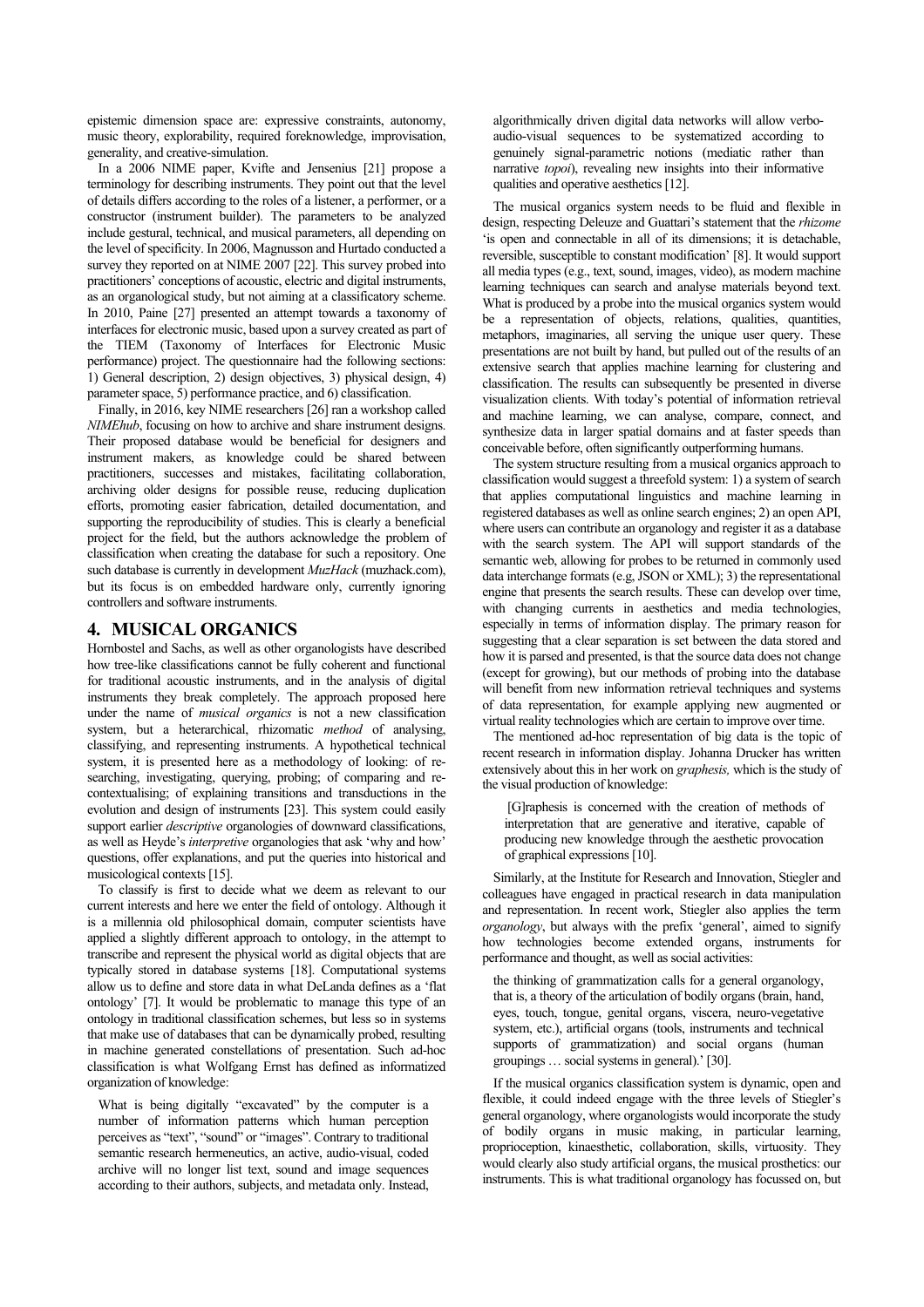epistemic dimension space are: expressive constraints, autonomy, music theory, explorability, required foreknowledge, improvisation, generality, and creative-simulation.

In a 2006 NIME paper, Kvifte and Jensenius [21] propose a terminology for describing instruments. They point out that the level of details differs according to the roles of a listener, a performer, or a constructor (instrument builder). The parameters to be analyzed include gestural, technical, and musical parameters, all depending on the level of specificity. In 2006, Magnusson and Hurtado conducted a survey they reported on at NIME 2007 [22]. This survey probed into practitioners' conceptions of acoustic, electric and digital instruments, as an organological study, but not aiming at a classificatory scheme. In 2010, Paine [27] presented an attempt towards a taxonomy of interfaces for electronic music, based upon a survey created as part of the TIEM (Taxonomy of Interfaces for Electronic Music performance) project. The questionnaire had the following sections: 1) General description, 2) design objectives, 3) physical design, 4) parameter space, 5) performance practice, and 6) classification.

Finally, in 2016, key NIME researchers [26] ran a workshop called *NIMEhub*, focusing on how to archive and share instrument designs. Their proposed database would be beneficial for designers and instrument makers, as knowledge could be shared between practitioners, successes and mistakes, facilitating collaboration, archiving older designs for possible reuse, reducing duplication efforts, promoting easier fabrication, detailed documentation, and supporting the reproducibility of studies. This is clearly a beneficial project for the field, but the authors acknowledge the problem of classification when creating the database for such a repository. One such database is currently in development *MuzHack* (muzhack.com), but its focus is on embedded hardware only, currently ignoring controllers and software instruments.

## 4. MUSICAL ORGANICS

Hornbostel and Sachs, as well as other organologists have described how tree-like classifications cannot be fully coherent and functional for traditional acoustic instruments, and in the analysis of digital instruments they break completely. The approach proposed here under the name of *musical organics* is not a new classification system, but a heterarchical, rhizomatic *method* of analysing, classifying, and representing instruments. A hypothetical technical system, it is presented here as a methodology of looking: of re-searching, investigating, querying, probing; of comparing and re-contextualising; of explaining transitions and transductions in the evolution and design of instruments [23]. This system could easily support earlier *descriptive* organologies of downward classifications, as well as Heyde's *interpretive* organologies that ask 'why and how' questions, offer explanations, and put the queries into historical and musicological contexts [15].

To classify is first to decide what we deem as relevant to our current interests and here we enter the field of ontology. Although it is a millennia old philosophical domain, computer scientists have applied a slightly different approach to ontology, in the attempt to transcribe and represent the physical world as digital objects that are typically stored in database systems [18]. Computational systems allow us to define and store data in what DeLanda defines as a 'flat ontology' [7]. It would be problematic to manage this type of an ontology in traditional classification schemes, but less so in systems that make use of databases that can be dynamically probed, resulting in machine generated constellations of presentation. Such ad-hoc classification is what Wolfgang Ernst has defined as informatized organization of knowledge:

> What is being digitally "excavated" by the computer is a number of information patterns which human perception perceives as "text", "sound" or "images". Contrary to traditional semantic research hermeneutics, an active, audio-visual, coded archive will no longer list text, sound and image sequences according to their authors, subjects, and metadata only. Instead, algorithmically driven digital data networks will allow verbo-audio-visual sequences to be systematized according to genuinely signal-parametric notions (mediatic rather than narrative *topoi*), revealing new insights into their informative qualities and operative aesthetics [12].

The musical organics system needs to be fluid and flexible in design, respecting Deleuze and Guattari's statement that the *rhizome* 'is open and connectable in all of its dimensions; it is detachable, reversible, susceptible to constant modification' [8]. It would support all media types (e.g., text, sound, images, video), as modern machine learning techniques can search and analyse materials beyond text. What is produced by a probe into the musical organics system would be a representation of objects, relations, qualities, quantities, metaphors, imaginaries, all serving the unique user query. These presentations are not built by hand, but pulled out of the results of an extensive search that applies machine learning for clustering and classification. The results can subsequently be presented in diverse visualization clients. With today's potential of information retrieval and machine learning, we can analyse, compare, connect, and synthesize data in larger spatial domains and at faster speeds than conceivable before, often significantly outperforming humans.

The system structure resulting from a musical organics approach to classification would suggest a threefold system: 1) a system of search that applies computational linguistics and machine learning in registered databases as well as online search engines; 2) an open API, where users can contribute an organology and register it as a database with the search system. The API will support standards of the semantic web, allowing for probes to be returned in commonly used data interchange formats (e.g, JSON or XML); 3) the representational engine that presents the search results. These can develop over time, with changing currents in aesthetics and media technologies, especially in terms of information display. The primary reason for suggesting that a clear separation is set between the data stored and how it is parsed and presented, is that the source data does not change (except for growing), but our methods of probing into the database will benefit from new information retrieval techniques and systems of data representation, for example applying new augmented or virtual reality technologies which are certain to improve over time.

The mentioned ad-hoc representation of big data is the topic of recent research in information display. Johanna Drucker has written extensively about this in her work on *graphesis,* which is the study of the visual production of knowledge:

> [G]raphesis is concerned with the creation of methods of interpretation that are generative and iterative, capable of producing new knowledge through the aesthetic provocation of graphical expressions [10].

Similarly, at the Institute for Research and Innovation, Stiegler and colleagues have engaged in practical research in data manipulation and representation. In recent work, Stiegler also applies the term *organology*, but always with the prefix 'general', aimed to signify how technologies become extended organs, instruments for performance and thought, as well as social activities:

> the thinking of grammatization calls for a general organology, that is, a theory of the articulation of bodily organs (brain, hand, eyes, touch, tongue, genital organs, viscera, neuro-vegetative system, etc.), artificial organs (tools, instruments and technical supports of grammatization) and social organs (human groupings … social systems in general).' [30].

If the musical organics classification system is dynamic, open and flexible, it could indeed engage with the three levels of Stiegler's general organology, where organologists would incorporate the study of bodily organs in music making, in particular learning, proprioception, kinaesthetic, collaboration, skills, virtuosity. They would clearly also study artificial organs, the musical prosthetics: our instruments. This is what traditional organology has focussed on, but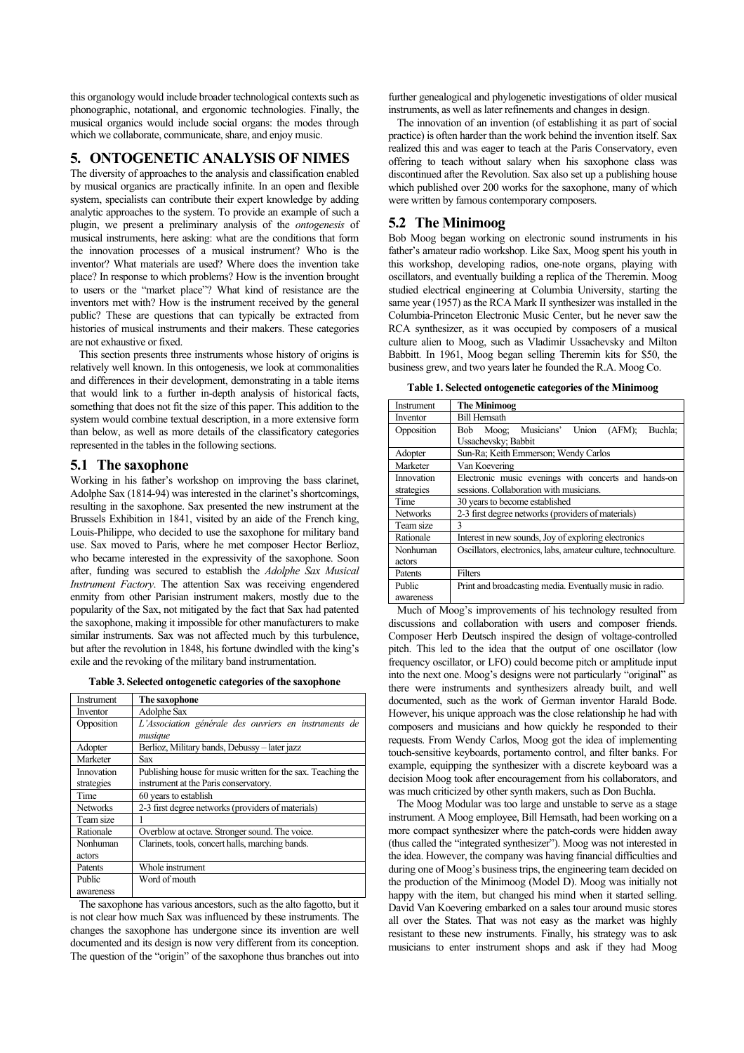this organology would include broader technological contexts such as phonographic, notational, and ergonomic technologies. Finally, the musical organics would include social organs: the modes through which we collaborate, communicate, share, and enjoy music.

## 5. ONTOGENETIC ANALYSIS OF NIMES

The diversity of approaches to the analysis and classification enabled by musical organics are practically infinite. In an open and flexible system, specialists can contribute their expert knowledge by adding analytic approaches to the system. To provide an example of such a plugin, we present a preliminary analysis of the *ontogenesis* of musical instruments, here asking: what are the conditions that form the innovation processes of a musical instrument? Who is the inventor? What materials are used? Where does the invention take place? In response to which problems? How is the invention brought to users or the "market place"? What kind of resistance are the inventors met with? How is the instrument received by the general public? These are questions that can typically be extracted from histories of musical instruments and their makers. These categories are not exhaustive or fixed.

This section presents three instruments whose history of origins is relatively well known. In this ontogenesis, we look at commonalities and differences in their development, demonstrating in a table items that would link to a further in-depth analysis of historical facts, something that does not fit the size of this paper. This addition to the system would combine textual description, in a more extensive form than below, as well as more details of the classificatory categories represented in the tables in the following sections.

### 5.1 The saxophone

Working in his father's workshop on improving the bass clarinet, Adolphe Sax (1814-94) was interested in the clarinet's shortcomings, resulting in the saxophone. Sax presented the new instrument at the Brussels Exhibition in 1841, visited by an aide of the French king, Louis-Philippe, who decided to use the saxophone for military band use. Sax moved to Paris, where he met composer Hector Berlioz, who became interested in the expressivity of the saxophone. Soon after, funding was secured to establish the *Adolphe Sax Musical Instrument Factory*. The attention Sax was receiving engendered enmity from other Parisian instrument makers, mostly due to the popularity of the Sax, not mitigated by the fact that Sax had patented the saxophone, making it impossible for other manufacturers to make similar instruments. Sax was not affected much by this turbulence, but after the revolution in 1848, his fortune dwindled with the king's exile and the revoking of the military band instrumentation.

**Table 3. Selected ontogenetic categories of the saxophone**

| Instrument | **The saxophone** |
|---|---|
| Inventor | Adolphe Sax |
| Opposition | *L'Association générale des ouvriers en instruments de musique* |
| Adopter | Berlioz, Military bands, Debussy – later jazz |
| Marketer | Sax |
| Innovation strategies | Publishing house for music written for the sax. Teaching the instrument at the Paris conservatory. |
| Time | 60 years to establish |
| Networks | 2-3 first degree networks (providers of materials) |
| Team size | 1 |
| Rationale | Overblow at octave. Stronger sound. The voice. |
| Nonhuman actors | Clarinets, tools, concert halls, marching bands. |
| Patents | Whole instrument |
| Public awareness | Word of mouth |

The saxophone has various ancestors, such as the alto fagotto, but it is not clear how much Sax was influenced by these instruments. The changes the saxophone has undergone since its invention are well documented and its design is now very different from its conception. The question of the "origin" of the saxophone thus branches out into further genealogical and phylogenetic investigations of older musical instruments, as well as later refinements and changes in design.

The innovation of an invention (of establishing it as part of social practice) is often harder than the work behind the invention itself. Sax realized this and was eager to teach at the Paris Conservatory, even offering to teach without salary when his saxophone class was discontinued after the Revolution. Sax also set up a publishing house which published over 200 works for the saxophone, many of which were written by famous contemporary composers.

### 5.2 The Minimoog

Bob Moog began working on electronic sound instruments in his father's amateur radio workshop. Like Sax, Moog spent his youth in this workshop, developing radios, one-note organs, playing with oscillators, and eventually building a replica of the Theremin. Moog studied electrical engineering at Columbia University, starting the same year (1957) as the RCA Mark II synthesizer was installed in the Columbia-Princeton Electronic Music Center, but he never saw the RCA synthesizer, as it was occupied by composers of a musical culture alien to Moog, such as Vladimir Ussachevsky and Milton Babbitt. In 1961, Moog began selling Theremin kits for $50, the business grew, and two years later he founded the R.A. Moog Co.

**Table 1. Selected ontogenetic categories of the Minimoog**

| Instrument | **The Minimoog** |
|---|---|
| Inventor | Bill Hemsath |
| Opposition | Bob Moog; Musicians' Union (AFM); Buchla; Ussachevsky; Babbit |
| Adopter | Sun-Ra; Keith Emmerson; Wendy Carlos |
| Marketer | Van Koevering |
| Innovation strategies | Electronic music evenings with concerts and hands-on sessions. Collaboration with musicians. |
| Time | 30 years to become established |
| Networks | 2-3 first degree networks (providers of materials) |
| Team size | 3 |
| Rationale | Interest in new sounds, Joy of exploring electronics |
| Nonhuman actors | Oscillators, electronics, labs, amateur culture, technoculture. |
| Patents | Filters |
| Public awareness | Print and broadcasting media. Eventually music in radio. |

Much of Moog's improvements of his technology resulted from discussions and collaboration with users and composer friends. Composer Herb Deutsch inspired the design of voltage-controlled pitch. This led to the idea that the output of one oscillator (low frequency oscillator, or LFO) could become pitch or amplitude input into the next one. Moog's designs were not particularly "original" as there were instruments and synthesizers already built, and well documented, such as the work of German inventor Harald Bode. However, his unique approach was the close relationship he had with composers and musicians and how quickly he responded to their requests. From Wendy Carlos, Moog got the idea of implementing touch-sensitive keyboards, portamento control, and filter banks. For example, equipping the synthesizer with a discrete keyboard was a decision Moog took after encouragement from his collaborators, and was much criticized by other synth makers, such as Don Buchla.

The Moog Modular was too large and unstable to serve as a stage instrument. A Moog employee, Bill Hemsath, had been working on a more compact synthesizer where the patch-cords were hidden away (thus called the "integrated synthesizer"). Moog was not interested in the idea. However, the company was having financial difficulties and during one of Moog's business trips, the engineering team decided on the production of the Minimoog (Model D). Moog was initially not happy with the item, but changed his mind when it started selling. David Van Koevering embarked on a sales tour around music stores all over the States. That was not easy as the market was highly resistant to these new instruments. Finally, his strategy was to ask musicians to enter instrument shops and ask if they had Moog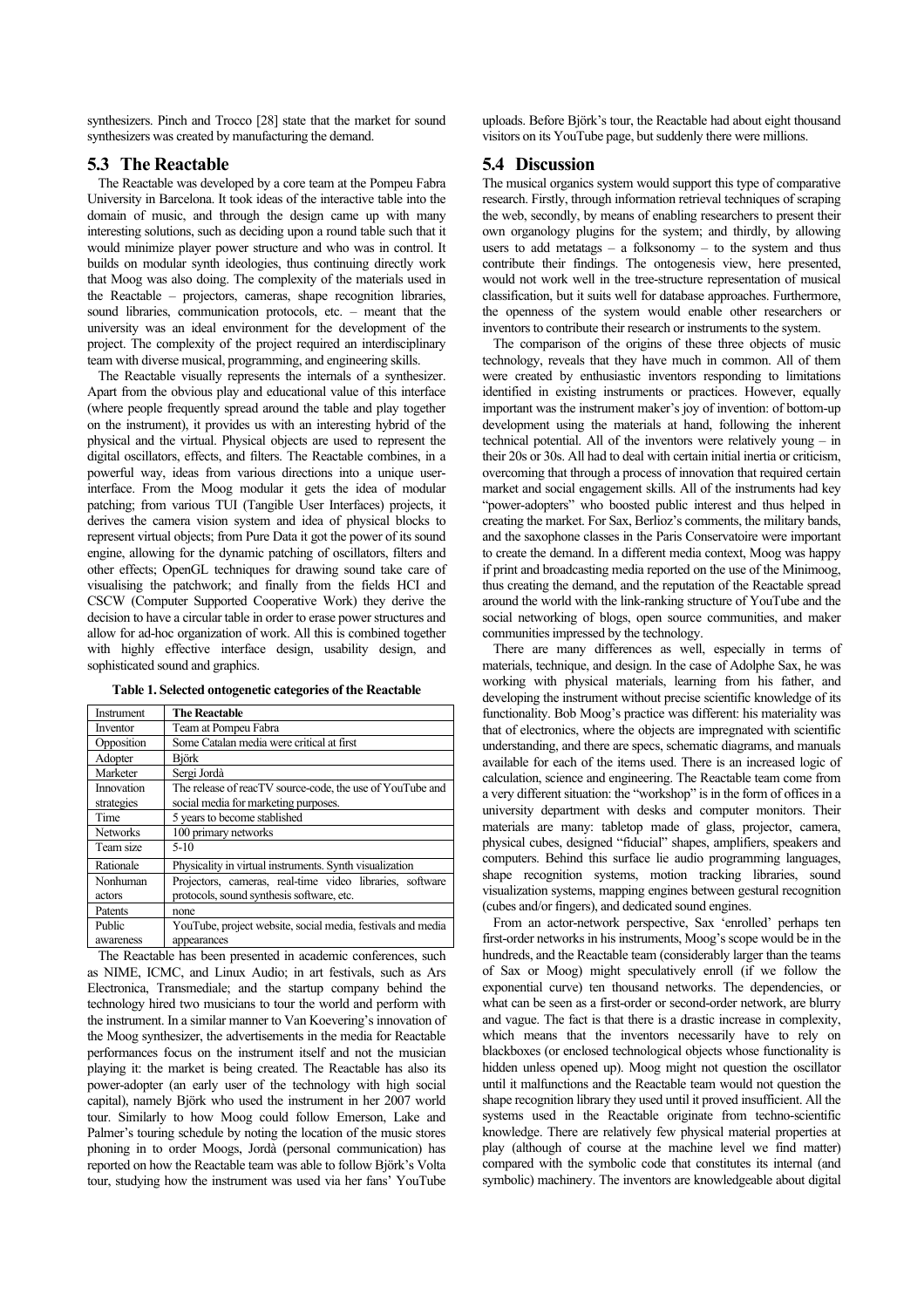synthesizers. Pinch and Trocco [28] state that the market for sound synthesizers was created by manufacturing the demand.

## 5.3 The Reactable

The Reactable was developed by a core team at the Pompeu Fabra University in Barcelona. It took ideas of the interactive table into the domain of music, and through the design came up with many interesting solutions, such as deciding upon a round table such that it would minimize player power structure and who was in control. It builds on modular synth ideologies, thus continuing directly work that Moog was also doing. The complexity of the materials used in the Reactable – projectors, cameras, shape recognition libraries, sound libraries, communication protocols, etc. – meant that the university was an ideal environment for the development of the project. The complexity of the project required an interdisciplinary team with diverse musical, programming, and engineering skills.

The Reactable visually represents the internals of a synthesizer. Apart from the obvious play and educational value of this interface (where people frequently spread around the table and play together on the instrument), it provides us with an interesting hybrid of the physical and the virtual. Physical objects are used to represent the digital oscillators, effects, and filters. The Reactable combines, in a powerful way, ideas from various directions into a unique user-interface. From the Moog modular it gets the idea of modular patching; from various TUI (Tangible User Interfaces) projects, it derives the camera vision system and idea of physical blocks to represent virtual objects; from Pure Data it got the power of its sound engine, allowing for the dynamic patching of oscillators, filters and other effects; OpenGL techniques for drawing sound take care of visualising the patchwork; and finally from the fields HCI and CSCW (Computer Supported Cooperative Work) they derive the decision to have a circular table in order to erase power structures and allow for ad-hoc organization of work. All this is combined together with highly effective interface design, usability design, and sophisticated sound and graphics.

**Table 1. Selected ontogenetic categories of the Reactable**

| Instrument | **The Reactable** |
|---|---|
| Inventor | Team at Pompeu Fabra |
| Opposition | Some Catalan media were critical at first |
| Adopter | Björk |
| Marketer | Sergi Jordà |
| Innovation strategies | The release of reacTV source-code, the use of YouTube and social media for marketing purposes. |
| Time | 5 years to become stablished |
| Networks | 100 primary networks |
| Team size | 5-10 |
| Rationale | Physicality in virtual instruments. Synth visualization |
| Nonhuman actors | Projectors, cameras, real-time video libraries, software protocols, sound synthesis software, etc. |
| Patents | none |
| Public awareness | YouTube, project website, social media, festivals and media appearances |

The Reactable has been presented in academic conferences, such as NIME, ICMC, and Linux Audio; in art festivals, such as Ars Electronica, Transmediale; and the startup company behind the technology hired two musicians to tour the world and perform with the instrument. In a similar manner to Van Koevering's innovation of the Moog synthesizer, the advertisements in the media for Reactable performances focus on the instrument itself and not the musician playing it: the market is being created. The Reactable has also its power-adopter (an early user of the technology with high social capital), namely Björk who used the instrument in her 2007 world tour. Similarly to how Moog could follow Emerson, Lake and Palmer's touring schedule by noting the location of the music stores phoning in to order Moogs, Jordà (personal communication) has reported on how the Reactable team was able to follow Björk's Volta tour, studying how the instrument was used via her fans' YouTube uploads. Before Björk's tour, the Reactable had about eight thousand visitors on its YouTube page, but suddenly there were millions.

## 5.4 Discussion

The musical organics system would support this type of comparative research. Firstly, through information retrieval techniques of scraping the web, secondly, by means of enabling researchers to present their own organology plugins for the system; and thirdly, by allowing users to add metatags – a folksonomy – to the system and thus contribute their findings. The ontogenesis view, here presented, would not work well in the tree-structure representation of musical classification, but it suits well for database approaches. Furthermore, the openness of the system would enable other researchers or inventors to contribute their research or instruments to the system.

The comparison of the origins of these three objects of music technology, reveals that they have much in common. All of them were created by enthusiastic inventors responding to limitations identified in existing instruments or practices. However, equally important was the instrument maker's joy of invention: of bottom-up development using the materials at hand, following the inherent technical potential. All of the inventors were relatively young – in their 20s or 30s. All had to deal with certain initial inertia or criticism, overcoming that through a process of innovation that required certain market and social engagement skills. All of the instruments had key "power-adopters" who boosted public interest and thus helped in creating the market. For Sax, Berlioz's comments, the military bands, and the saxophone classes in the Paris Conservatoire were important to create the demand. In a different media context, Moog was happy if print and broadcasting media reported on the use of the Minimoog, thus creating the demand, and the reputation of the Reactable spread around the world with the link-ranking structure of YouTube and the social networking of blogs, open source communities, and maker communities impressed by the technology.

There are many differences as well, especially in terms of materials, technique, and design. In the case of Adolphe Sax, he was working with physical materials, learning from his father, and developing the instrument without precise scientific knowledge of its functionality. Bob Moog's practice was different: his materiality was that of electronics, where the objects are impregnated with scientific understanding, and there are specs, schematic diagrams, and manuals available for each of the items used. There is an increased logic of calculation, science and engineering. The Reactable team come from a very different situation: the "workshop" is in the form of offices in a university department with desks and computer monitors. Their materials are many: tabletop made of glass, projector, camera, physical cubes, designed "fiducial" shapes, amplifiers, speakers and computers. Behind this surface lie audio programming languages, shape recognition systems, motion tracking libraries, sound visualization systems, mapping engines between gestural recognition (cubes and/or fingers), and dedicated sound engines.

From an actor-network perspective, Sax 'enrolled' perhaps ten first-order networks in his instruments, Moog's scope would be in the hundreds, and the Reactable team (considerably larger than the teams of Sax or Moog) might speculatively enroll (if we follow the exponential curve) ten thousand networks. The dependencies, or what can be seen as a first-order or second-order network, are blurry and vague. The fact is that there is a drastic increase in complexity, which means that the inventors necessarily have to rely on blackboxes (or enclosed technological objects whose functionality is hidden unless opened up). Moog might not question the oscillator until it malfunctions and the Reactable team would not question the shape recognition library they used until it proved insufficient. All the systems used in the Reactable originate from techno-scientific knowledge. There are relatively few physical material properties at play (although of course at the machine level we find matter) compared with the symbolic code that constitutes its internal (and symbolic) machinery. The inventors are knowledgeable about digital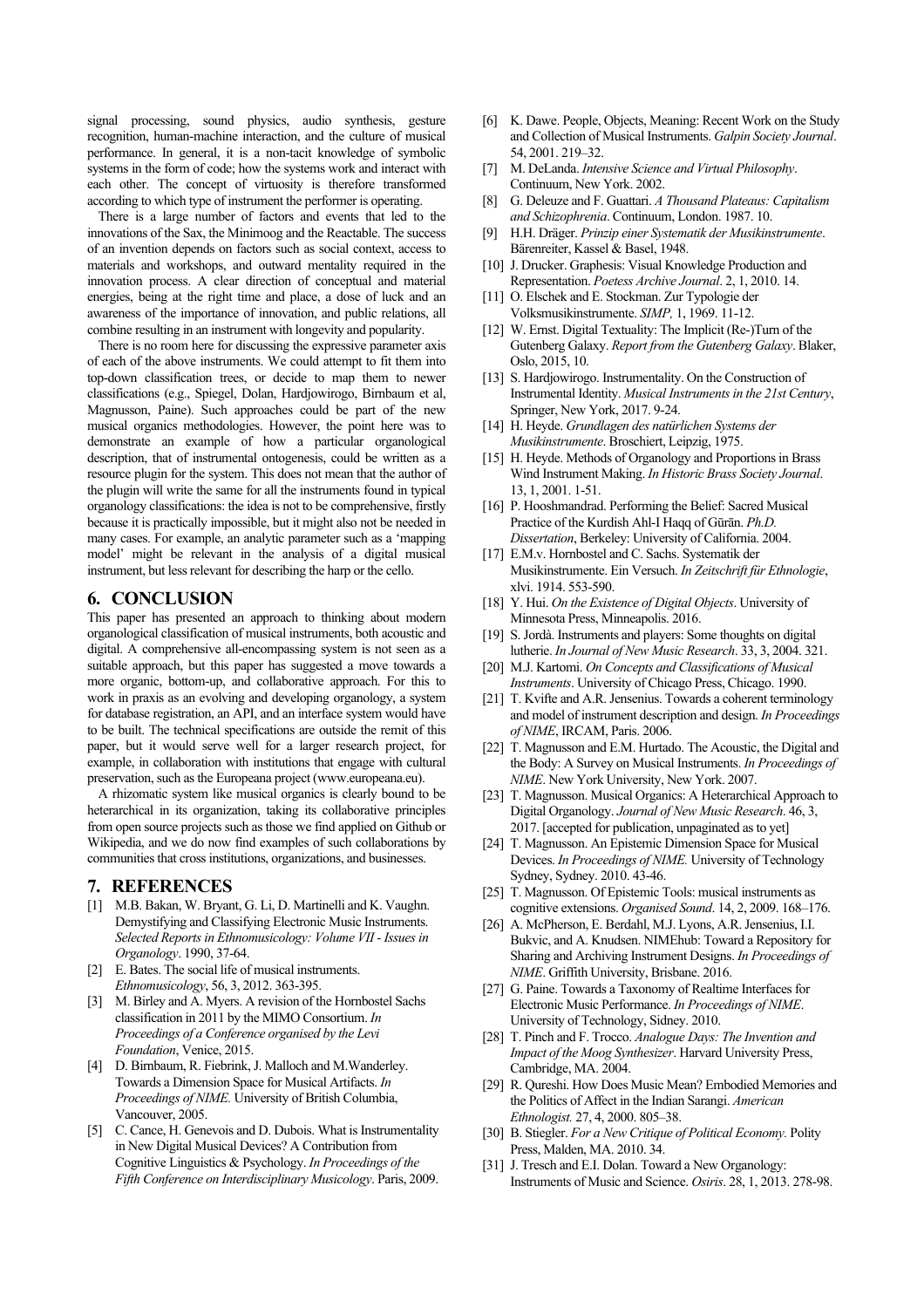signal processing, sound physics, audio synthesis, gesture recognition, human-machine interaction, and the culture of musical performance. In general, it is a non-tacit knowledge of symbolic systems in the form of code; how the systems work and interact with each other. The concept of virtuosity is therefore transformed according to which type of instrument the performer is operating.

There is a large number of factors and events that led to the innovations of the Sax, the Minimoog and the Reactable. The success of an invention depends on factors such as social context, access to materials and workshops, and outward mentality required in the innovation process. A clear direction of conceptual and material energies, being at the right time and place, a dose of luck and an awareness of the importance of innovation, and public relations, all combine resulting in an instrument with longevity and popularity.

There is no room here for discussing the expressive parameter axis of each of the above instruments. We could attempt to fit them into top-down classification trees, or decide to map them to newer classifications (e.g., Spiegel, Dolan, Hardjowirogo, Birnbaum et al, Magnusson, Paine). Such approaches could be part of the new musical organics methodologies. However, the point here was to demonstrate an example of how a particular organological description, that of instrumental ontogenesis, could be written as a resource plugin for the system. This does not mean that the author of the plugin will write the same for all the instruments found in typical organology classifications: the idea is not to be comprehensive, firstly because it is practically impossible, but it might also not be needed in many cases. For example, an analytic parameter such as a 'mapping model' might be relevant in the analysis of a digital musical instrument, but less relevant for describing the harp or the cello.

## 6. CONCLUSION

This paper has presented an approach to thinking about modern organological classification of musical instruments, both acoustic and digital. A comprehensive all-encompassing system is not seen as a suitable approach, but this paper has suggested a move towards a more organic, bottom-up, and collaborative approach. For this to work in praxis as an evolving and developing organology, a system for database registration, an API, and an interface system would have to be built. The technical specifications are outside the remit of this paper, but it would serve well for a larger research project, for example, in collaboration with institutions that engage with cultural preservation, such as the Europeana project (www.europeana.eu).

A rhizomatic system like musical organics is clearly bound to be heterarchical in its organization, taking its collaborative principles from open source projects such as those we find applied on Github or Wikipedia, and we do now find examples of such collaborations by communities that cross institutions, organizations, and businesses.

## 7. REFERENCES

[1] M.B. Bakan, W. Bryant, G. Li, D. Martinelli and K. Vaughn. Demystifying and Classifying Electronic Music Instruments. *Selected Reports in Ethnomusicology: Volume VII - Issues in Organology*. 1990, 37-64.

[2] E. Bates. The social life of musical instruments. *Ethnomusicology*, 56, 3, 2012. 363-395.

[3] M. Birley and A. Myers. A revision of the Hornbostel Sachs classification in 2011 by the MIMO Consortium. *In Proceedings of a Conference organised by the Levi Foundation*, Venice, 2015.

[4] D. Birnbaum, R. Fiebrink, J. Malloch and M.Wanderley. Towards a Dimension Space for Musical Artifacts. *In Proceedings of NIME.* University of British Columbia, Vancouver, 2005.

[5] C. Cance, H. Genevois and D. Dubois. What is Instrumentality in New Digital Musical Devices? A Contribution from Cognitive Linguistics & Psychology. *In Proceedings of the Fifth Conference on Interdisciplinary Musicology*. Paris, 2009.

[6] K. Dawe. People, Objects, Meaning: Recent Work on the Study and Collection of Musical Instruments. *Galpin Society Journal*. 54, 2001. 219–32.

[7] M. DeLanda. *Intensive Science and Virtual Philosophy*. Continuum, New York. 2002.

[8] G. Deleuze and F. Guattari. *A Thousand Plateaus: Capitalism and Schizophrenia*. Continuum, London. 1987. 10.

[9] H.H. Dräger. *Prinzip einer Systematik der Musikinstrumente*. Bärenreiter, Kassel & Basel, 1948.

[10] J. Drucker. Graphesis: Visual Knowledge Production and Representation. *Poetess Archive Journal*. 2, 1, 2010. 14.

[11] O. Elschek and E. Stockman. Zur Typologie der Volksmusikinstrumente. *SIMP,* 1, 1969. 11-12.

[12] W. Ernst. Digital Textuality: The Implicit (Re-)Turn of the Gutenberg Galaxy. *Report from the Gutenberg Galaxy*. Blaker, Oslo, 2015, 10.

[13] S. Hardjowirogo. Instrumentality. On the Construction of Instrumental Identity. *Musical Instruments in the 21st Century*, Springer, New York, 2017. 9-24.

[14] H. Heyde. *Grundlagen des natürlichen Systems der Musikinstrumente*. Broschiert, Leipzig, 1975.

[15] H. Heyde. Methods of Organology and Proportions in Brass Wind Instrument Making. *In Historic Brass Society Journal*. 13, 1, 2001. 1-51.

[16] P. Hooshmandrad. Performing the Belief: Sacred Musical Practice of the Kurdish Ahl-I Haqq of Gūrān. *Ph.D. Dissertation*, Berkeley: University of California. 2004.

[17] E.M.v. Hornbostel and C. Sachs. Systematik der Musikinstrumente. Ein Versuch. *In Zeitschrift für Ethnologie*, xlvi. 1914. 553-590.

[18] Y. Hui. *On the Existence of Digital Objects*. University of Minnesota Press, Minneapolis. 2016.

[19] S. Jordà. Instruments and players: Some thoughts on digital lutherie. *In Journal of New Music Research*. 33, 3, 2004. 321.

[20] M.J. Kartomi. *On Concepts and Classifications of Musical Instruments*. University of Chicago Press, Chicago. 1990.

[21] T. Kvifte and A.R. Jensenius. Towards a coherent terminology and model of instrument description and design. *In Proceedings of NIME*, IRCAM, Paris. 2006.

[22] T. Magnusson and E.M. Hurtado. The Acoustic, the Digital and the Body: A Survey on Musical Instruments. *In Proceedings of NIME*. New York University, New York. 2007.

[23] T. Magnusson. Musical Organics: A Heterarchical Approach to Digital Organology. *Journal of New Music Research*. 46, 3, 2017. [accepted for publication, unpaginated as to yet]

[24] T. Magnusson. An Epistemic Dimension Space for Musical Devices. *In Proceedings of NIME.* University of Technology Sydney, Sydney. 2010. 43-46.

[25] T. Magnusson. Of Epistemic Tools: musical instruments as cognitive extensions. *Organised Sound*. 14, 2, 2009. 168–176.

[26] A. McPherson, E. Berdahl, M.J. Lyons, A.R. Jensenius, I.I. Bukvic, and A. Knudsen. NIMEhub: Toward a Repository for Sharing and Archiving Instrument Designs. *In Proceedings of NIME*. Griffith University, Brisbane. 2016.

[27] G. Paine. Towards a Taxonomy of Realtime Interfaces for Electronic Music Performance. *In Proceedings of NIME*. University of Technology, Sidney. 2010.

[28] T. Pinch and F. Trocco. *Analogue Days: The Invention and Impact of the Moog Synthesizer*. Harvard University Press, Cambridge, MA. 2004.

[29] R. Qureshi. How Does Music Mean? Embodied Memories and the Politics of Affect in the Indian Sarangi. *American Ethnologist.* 27, 4, 2000. 805–38.

[30] B. Stiegler. *For a New Critique of Political Economy.* Polity Press, Malden, MA. 2010. 34.

[31] J. Tresch and E.I. Dolan. Toward a New Organology: Instruments of Music and Science. *Osiris*. 28, 1, 2013. 278-98.